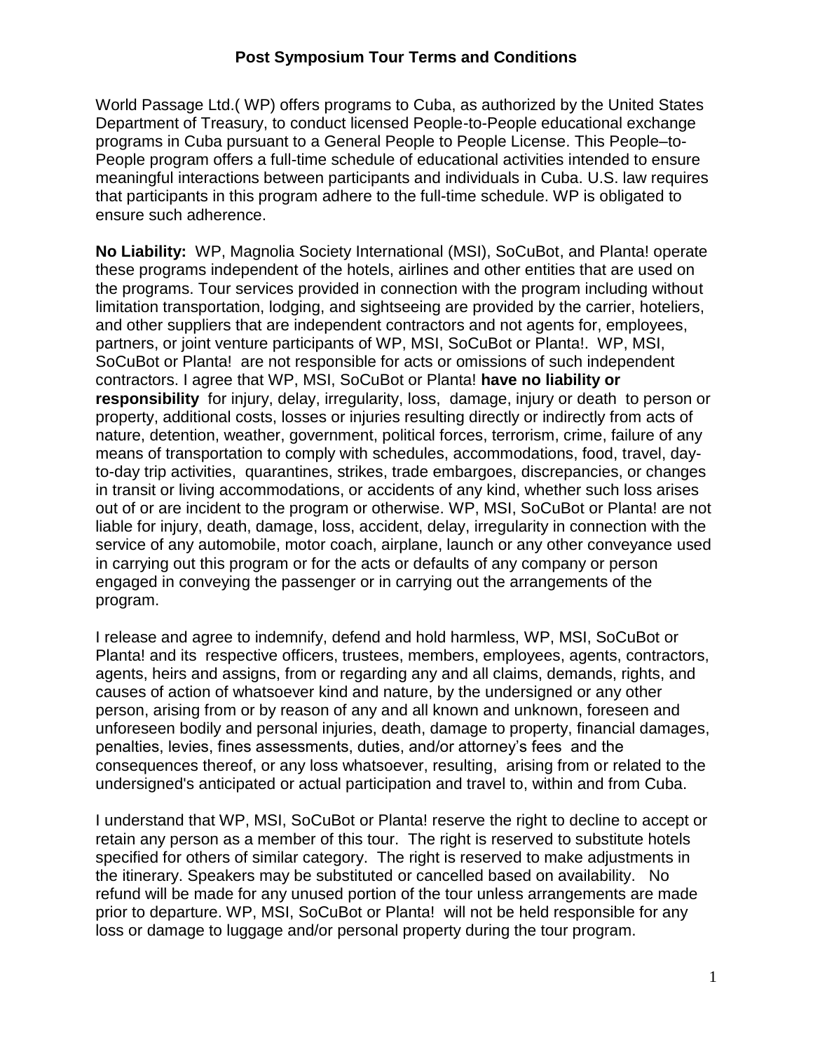# Post Symposium Tour Terms and Conditions

World Passage Ltd.( WP) offers programs to Cuba, as authorized by the United States Department of Treasury, to conduct licensed People-to-People educational exchange programs in Cuba pursuant to a General People to People License. This People–to-People program offers a full-time schedule of educational activities intended to ensure meaningful interactions between participants and individuals in Cuba. U.S. law requires that participants in this program adhere to the full-time schedule. WP is obligated to ensure such adherence.

**No Liability:** WP, Magnolia Society International (MSI), SoCuBot, and Planta! operate these programs independent of the hotels, airlines and other entities that are used on the programs. Tour services provided in connection with the program including without limitation transportation, lodging, and sightseeing are provided by the carrier, hoteliers, and other suppliers that are independent contractors and not agents for, employees, partners, or joint venture participants of WP, MSI, SoCuBot or Planta!. WP, MSI, SoCuBot or Planta! are not responsible for acts or omissions of such independent contractors. I agree that WP, MSI, SoCuBot or Planta! **have no liability or responsibility** for injury, delay, irregularity, loss, damage, injury or death to person or property, additional costs, losses or injuries resulting directly or indirectly from acts of nature, detention, weather, government, political forces, terrorism, crime, failure of any means of transportation to comply with schedules, accommodations, food, travel, day-to-day trip activities, quarantines, strikes, trade embargoes, discrepancies, or changes in transit or living accommodations, or accidents of any kind, whether such loss arises out of or are incident to the program or otherwise. WP, MSI, SoCuBot or Planta! are not liable for injury, death, damage, loss, accident, delay, irregularity in connection with the service of any automobile, motor coach, airplane, launch or any other conveyance used in carrying out this program or for the acts or defaults of any company or person engaged in conveying the passenger or in carrying out the arrangements of the program.

I release and agree to indemnify, defend and hold harmless, WP, MSI, SoCuBot or Planta! and its respective officers, trustees, members, employees, agents, contractors, agents, heirs and assigns, from or regarding any and all claims, demands, rights, and causes of action of whatsoever kind and nature, by the undersigned or any other person, arising from or by reason of any and all known and unknown, foreseen and unforeseen bodily and personal injuries, death, damage to property, financial damages, penalties, levies, fines assessments, duties, and/or attorney's fees and the consequences thereof, or any loss whatsoever, resulting, arising from or related to the undersigned's anticipated or actual participation and travel to, within and from Cuba.

I understand that WP, MSI, SoCuBot or Planta! reserve the right to decline to accept or retain any person as a member of this tour. The right is reserved to substitute hotels specified for others of similar category. The right is reserved to make adjustments in the itinerary. Speakers may be substituted or cancelled based on availability. No refund will be made for any unused portion of the tour unless arrangements are made prior to departure. WP, MSI, SoCuBot or Planta! will not be held responsible for any loss or damage to luggage and/or personal property during the tour program.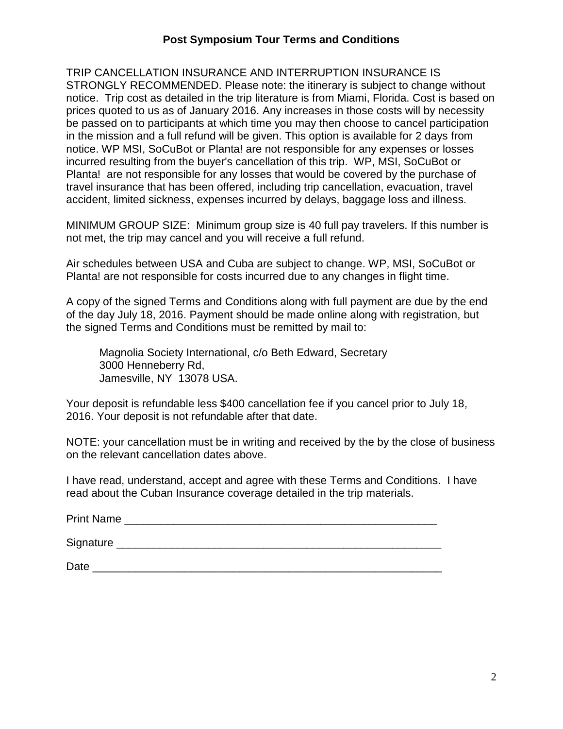## Post Symposium Tour Terms and Conditions

TRIP CANCELLATION INSURANCE AND INTERRUPTION INSURANCE IS STRONGLY RECOMMENDED. Please note: the itinerary is subject to change without notice. Trip cost as detailed in the trip literature is from Miami, Florida. Cost is based on prices quoted to us as of January 2016. Any increases in those costs will by necessity be passed on to participants at which time you may then choose to cancel participation in the mission and a full refund will be given. This option is available for 2 days from notice. WP MSI, SoCuBot or Planta! are not responsible for any expenses or losses incurred resulting from the buyer's cancellation of this trip. WP, MSI, SoCuBot or Planta! are not responsible for any losses that would be covered by the purchase of travel insurance that has been offered, including trip cancellation, evacuation, travel accident, limited sickness, expenses incurred by delays, baggage loss and illness.

MINIMUM GROUP SIZE: Minimum group size is 40 full pay travelers. If this number is not met, the trip may cancel and you will receive a full refund.

Air schedules between USA and Cuba are subject to change. WP, MSI, SoCuBot or Planta! are not responsible for costs incurred due to any changes in flight time.

A copy of the signed Terms and Conditions along with full payment are due by the end of the day July 18, 2016. Payment should be made online along with registration, but the signed Terms and Conditions must be remitted by mail to:

> Magnolia Society International, c/o Beth Edward, Secretary
> 3000 Henneberry Rd,
> Jamesville, NY 13078 USA.

Your deposit is refundable less $400 cancellation fee if you cancel prior to July 18, 2016. Your deposit is not refundable after that date.

NOTE: your cancellation must be in writing and received by the by the close of business on the relevant cancellation dates above.

I have read, understand, accept and agree with these Terms and Conditions. I have read about the Cuban Insurance coverage detailed in the trip materials.

Print Name ____________________________________________________

Signature _____________________________________________________

Date _________________________________________________________